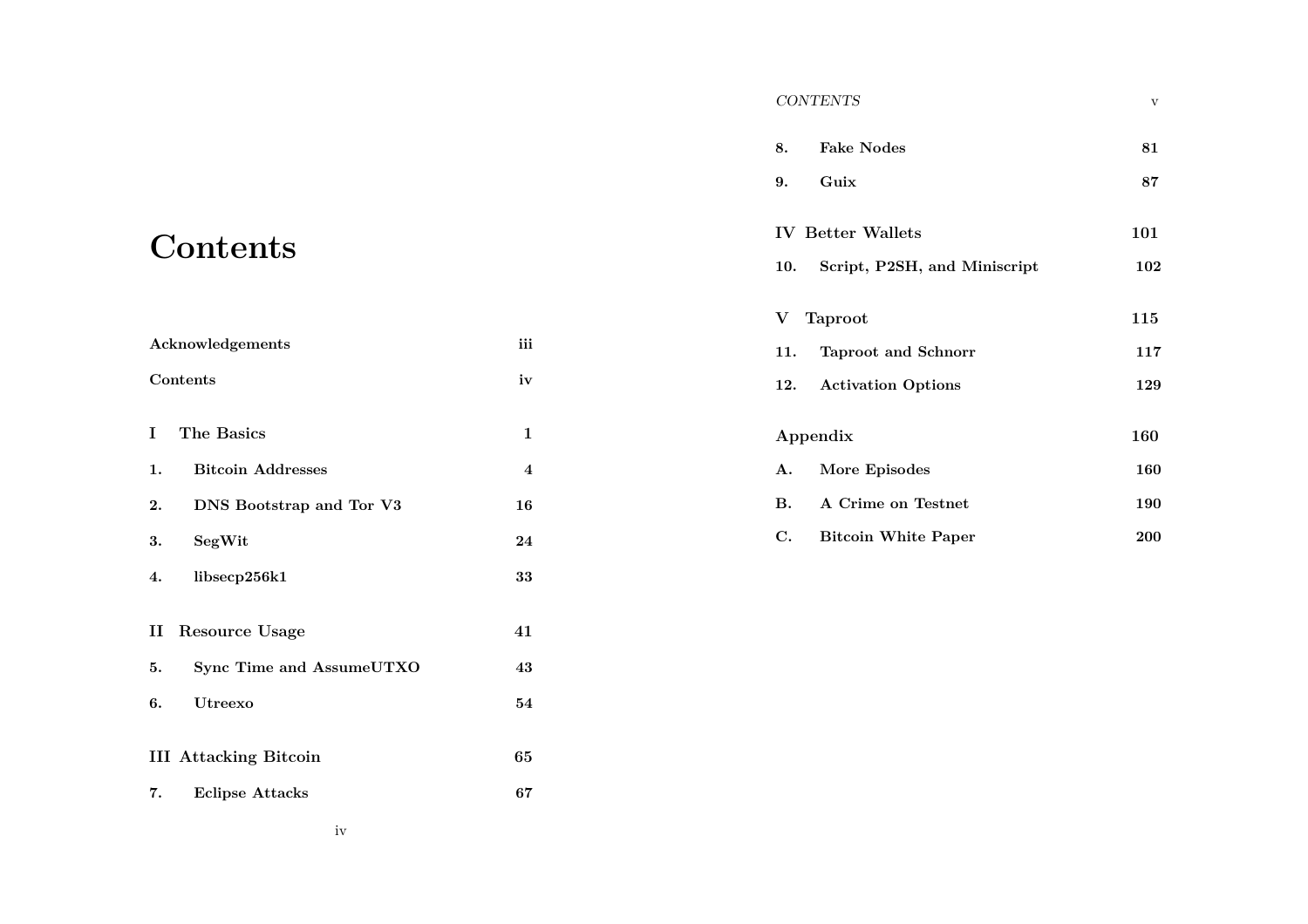# Contents

| | | |
|---|---|---|
| **Acknowledgements** | | **iii** |
| **Contents** | | **iv** |
| **I** | **The Basics** | **1** |
| **1.** | **Bitcoin Addresses** | **4** |
| **2.** | **DNS Bootstrap and Tor V3** | **16** |
| **3.** | **SegWit** | **24** |
| **4.** | **libsecp256k1** | **33** |
| **II** | **Resource Usage** | **41** |
| **5.** | **Sync Time and AssumeUTXO** | **43** |
| **6.** | **Utreexo** | **54** |
| **III** | **Attacking Bitcoin** | **65** |
| **7.** | **Eclipse Attacks** | **67** |
| **8.** | **Fake Nodes** | **81** |
| **9.** | **Guix** | **87** |
| **IV** | **Better Wallets** | **101** |
| **10.** | **Script, P2SH, and Miniscript** | **102** |
| **V** | **Taproot** | **115** |
| **11.** | **Taproot and Schnorr** | **117** |
| **12.** | **Activation Options** | **129** |
| **Appendix** | | **160** |
| **A.** | **More Episodes** | **160** |
| **B.** | **A Crime on Testnet** | **190** |
| **C.** | **Bitcoin White Paper** | **200** |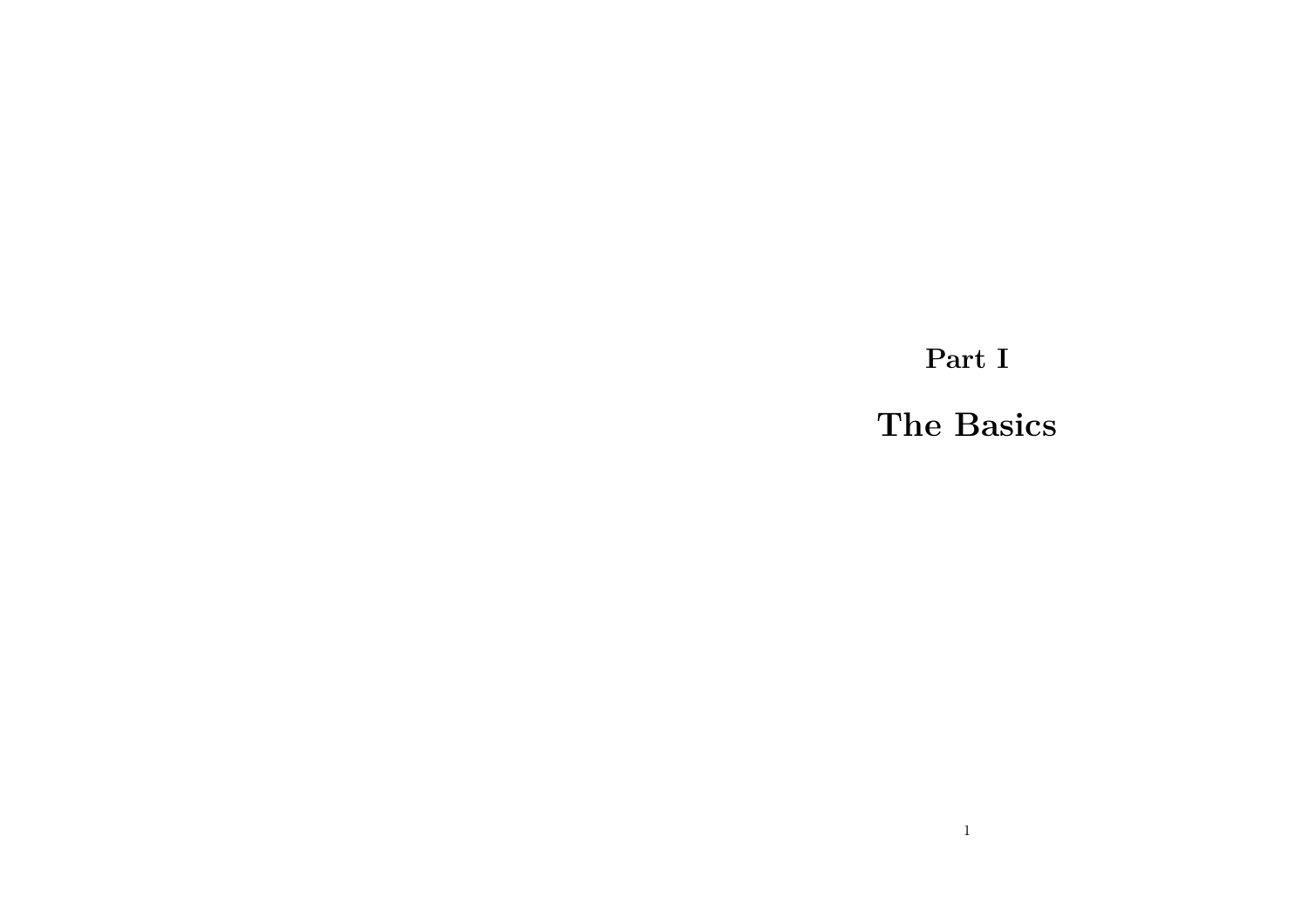# Part I

# The Basics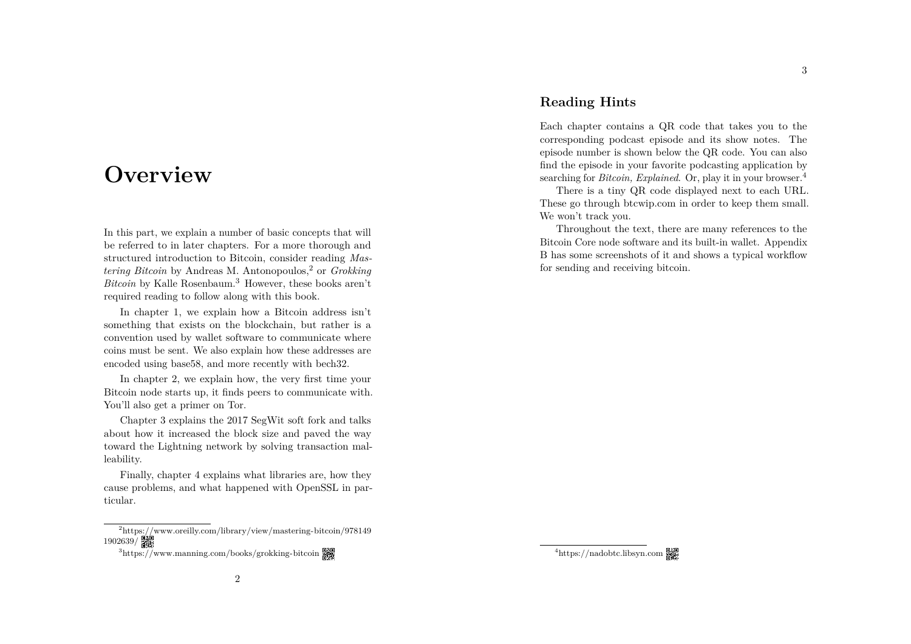# Overview

In this part, we explain a number of basic concepts that will be referred to in later chapters. For a more thorough and structured introduction to Bitcoin, consider reading *Mastering Bitcoin* by Andreas M. Antonopoulos,[2] or *Grokking Bitcoin* by Kalle Rosenbaum.[3] However, these books aren't required reading to follow along with this book.

In chapter 1, we explain how a Bitcoin address isn't something that exists on the blockchain, but rather is a convention used by wallet software to communicate where coins must be sent. We also explain how these addresses are encoded using base58, and more recently with bech32.

In chapter 2, we explain how, the very first time your Bitcoin node starts up, it finds peers to communicate with. You'll also get a primer on Tor.

Chapter 3 explains the 2017 SegWit soft fork and talks about how it increased the block size and paved the way toward the Lightning network by solving transaction malleability.

Finally, chapter 4 explains what libraries are, how they cause problems, and what happened with OpenSSL in particular.

[2] https://www.oreilly.com/library/view/mastering-bitcoin/9781491902639/

[3] https://www.manning.com/books/grokking-bitcoin

## Reading Hints

Each chapter contains a QR code that takes you to the corresponding podcast episode and its show notes. The episode number is shown below the QR code. You can also find the episode in your favorite podcasting application by searching for *Bitcoin, Explained*. Or, play it in your browser.[4]

There is a tiny QR code displayed next to each URL. These go through btcwip.com in order to keep them small. We won't track you.

Throughout the text, there are many references to the Bitcoin Core node software and its built-in wallet. Appendix B has some screenshots of it and shows a typical workflow for sending and receiving bitcoin.

[4] https://nadobtc.libsyn.com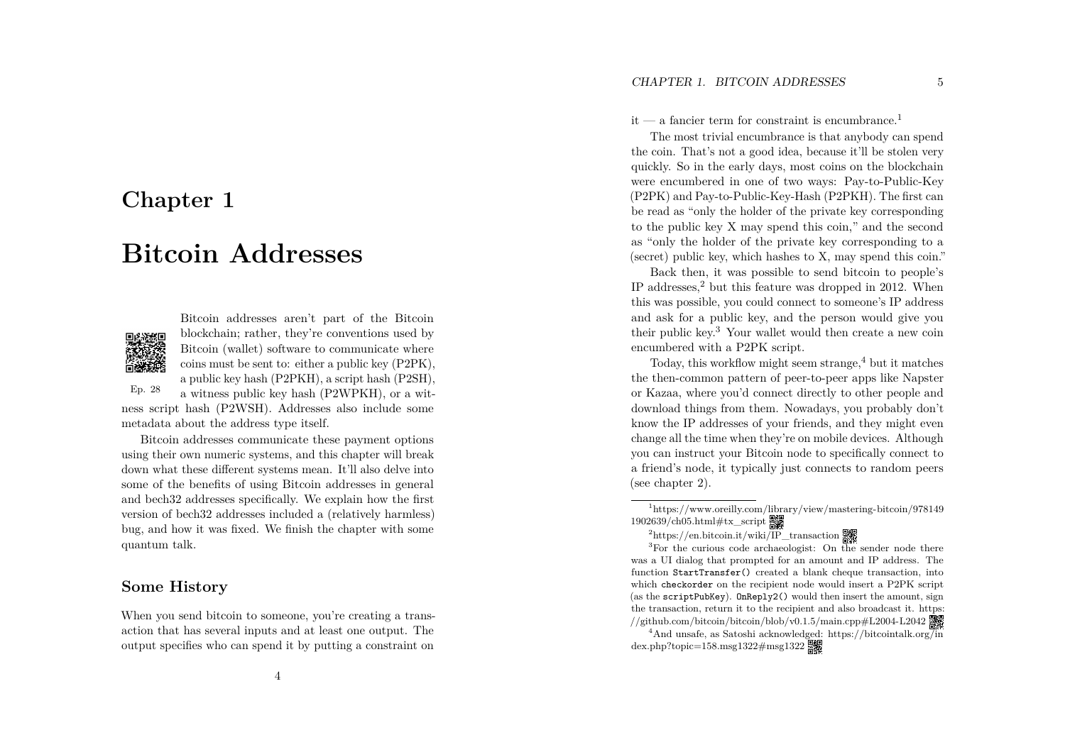# Chapter 1

# Bitcoin Addresses

Ep. 28

Bitcoin addresses aren't part of the Bitcoin blockchain; rather, they're conventions used by Bitcoin (wallet) software to communicate where coins must be sent to: either a public key (P2PK), a public key hash (P2PKH), a script hash (P2SH), a witness public key hash (P2WPKH), or a witness script hash (P2WSH). Addresses also include some metadata about the address type itself.

Bitcoin addresses communicate these payment options using their own numeric systems, and this chapter will break down what these different systems mean. It'll also delve into some of the benefits of using Bitcoin addresses in general and bech32 addresses specifically. We explain how the first version of bech32 addresses included a (relatively harmless) bug, and how it was fixed. We finish the chapter with some quantum talk.

## Some History

When you send bitcoin to someone, you're creating a transaction that has several inputs and at least one output. The output specifies who can spend it by putting a constraint on it — a fancier term for constraint is encumbrance.[1]

The most trivial encumbrance is that anybody can spend the coin. That's not a good idea, because it'll be stolen very quickly. So in the early days, most coins on the blockchain were encumbered in one of two ways: Pay-to-Public-Key (P2PK) and Pay-to-Public-Key-Hash (P2PKH). The first can be read as "only the holder of the private key corresponding to the public key X may spend this coin," and the second as "only the holder of the private key corresponding to a (secret) public key, which hashes to X, may spend this coin."

Back then, it was possible to send bitcoin to people's IP addresses,[2] but this feature was dropped in 2012. When this was possible, you could connect to someone's IP address and ask for a public key, and the person would give you their public key.[3] Your wallet would then create a new coin encumbered with a P2PK script.

Today, this workflow might seem strange,[4] but it matches the then-common pattern of peer-to-peer apps like Napster or Kazaa, where you'd connect directly to other people and download things from them. Nowadays, you probably don't know the IP addresses of your friends, and they might even change all the time when they're on mobile devices. Although you can instruct your Bitcoin node to specifically connect to a friend's node, it typically just connects to random peers (see chapter 2).

---

[1] https://www.oreilly.com/library/view/mastering-bitcoin/9781491902639/ch05.html#tx_script

[2] https://en.bitcoin.it/wiki/IP_transaction

[3] For the curious code archaeologist: On the sender node there was a UI dialog that prompted for an amount and IP address. The function `StartTransfer()` created a blank cheque transaction, into which `checkorder` on the recipient node would insert a P2PK script (as the `scriptPubKey`). `OnReply2()` would then insert the amount, sign the transaction, return it to the recipient and also broadcast it. https://github.com/bitcoin/bitcoin/blob/v0.1.5/main.cpp#L2004-L2042

[4] And unsafe, as Satoshi acknowledged: https://bitcointalk.org/index.php?topic=158.msg1322#msg1322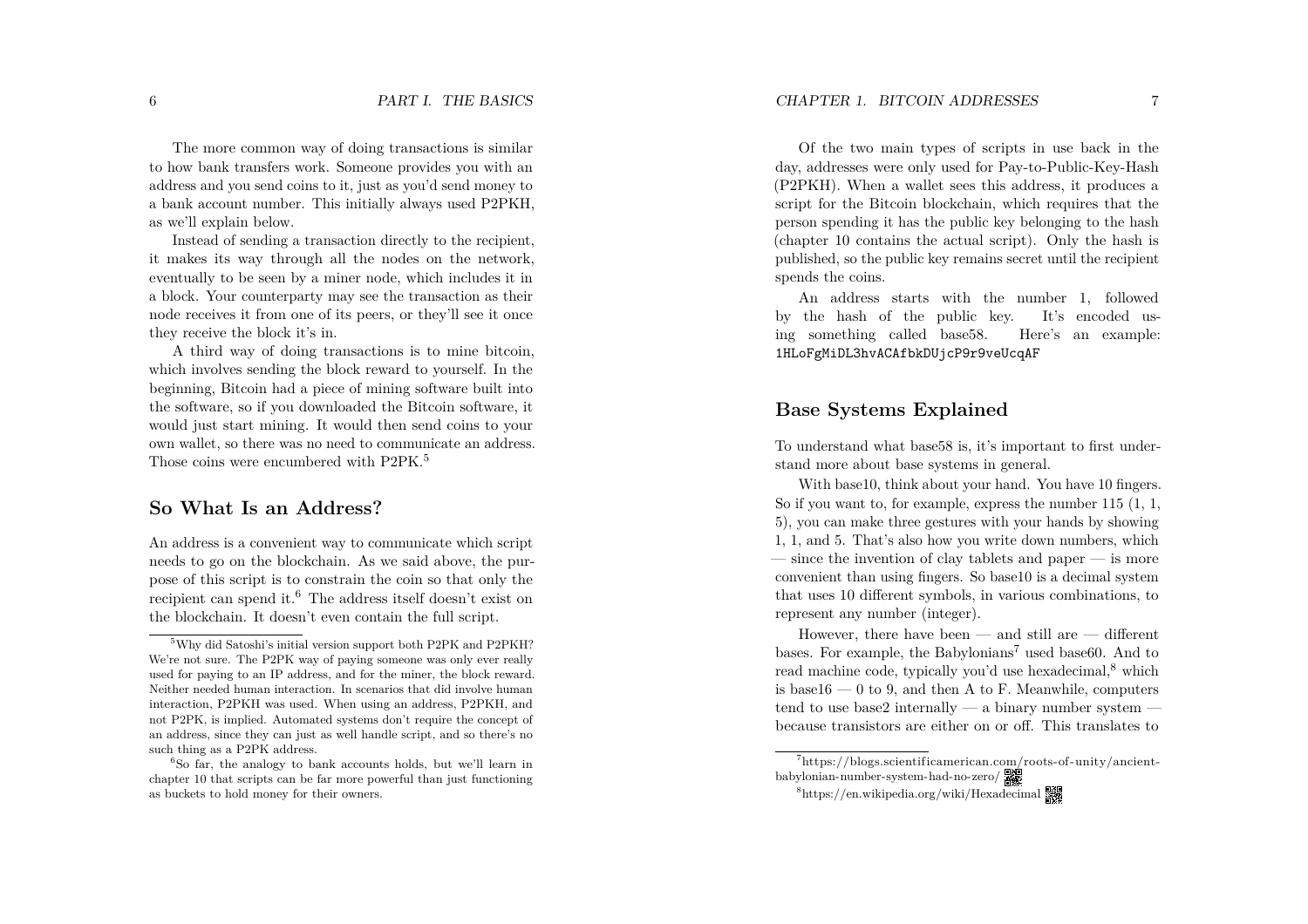The more common way of doing transactions is similar to how bank transfers work. Someone provides you with an address and you send coins to it, just as you'd send money to a bank account number. This initially always used P2PKH, as we'll explain below.

Instead of sending a transaction directly to the recipient, it makes its way through all the nodes on the network, eventually to be seen by a miner node, which includes it in a block. Your counterparty may see the transaction as their node receives it from one of its peers, or they'll see it once they receive the block it's in.

A third way of doing transactions is to mine bitcoin, which involves sending the block reward to yourself. In the beginning, Bitcoin had a piece of mining software built into the software, so if you downloaded the Bitcoin software, it would just start mining. It would then send coins to your own wallet, so there was no need to communicate an address. Those coins were encumbered with P2PK.[5]

## So What Is an Address?

An address is a convenient way to communicate which script needs to go on the blockchain. As we said above, the purpose of this script is to constrain the coin so that only the recipient can spend it.[6] The address itself doesn't exist on the blockchain. It doesn't even contain the full script.

Of the two main types of scripts in use back in the day, addresses were only used for Pay-to-Public-Key-Hash (P2PKH). When a wallet sees this address, it produces a script for the Bitcoin blockchain, which requires that the person spending it has the public key belonging to the hash (chapter 10 contains the actual script). Only the hash is published, so the public key remains secret until the recipient spends the coins.

An address starts with the number 1, followed by the hash of the public key. It's encoded using something called base58. Here's an example: `1HLoFgMiDL3hvACAfbkDUjcP9r9veUcqAF`

## Base Systems Explained

To understand what base58 is, it's important to first understand more about base systems in general.

With base10, think about your hand. You have 10 fingers. So if you want to, for example, express the number 115 (1, 1, 5), you can make three gestures with your hands by showing 1, 1, and 5. That's also how you write down numbers, which — since the invention of clay tablets and paper — is more convenient than using fingers. So base10 is a decimal system that uses 10 different symbols, in various combinations, to represent any number (integer).

However, there have been — and still are — different bases. For example, the Babylonians[7] used base60. And to read machine code, typically you'd use hexadecimal,[8] which is base16 — 0 to 9, and then A to F. Meanwhile, computers tend to use base2 internally — a binary number system — because transistors are either on or off. This translates to

---

[5] Why did Satoshi's initial version support both P2PK and P2PKH? We're not sure. The P2PK way of paying someone was only ever really used for paying to an IP address, and for the miner, the block reward. Neither needed human interaction. In scenarios that did involve human interaction, P2PKH was used. When using an address, P2PKH, and not P2PK, is implied. Automated systems don't require the concept of an address, since they can just as well handle script, and so there's no such thing as a P2PK address.

[6] So far, the analogy to bank accounts holds, but we'll learn in chapter 10 that scripts can be far more powerful than just functioning as buckets to hold money for their owners.

[7] https://blogs.scientificamerican.com/roots-of-unity/ancient-babylonian-number-system-had-no-zero/

[8] https://en.wikipedia.org/wiki/Hexadecimal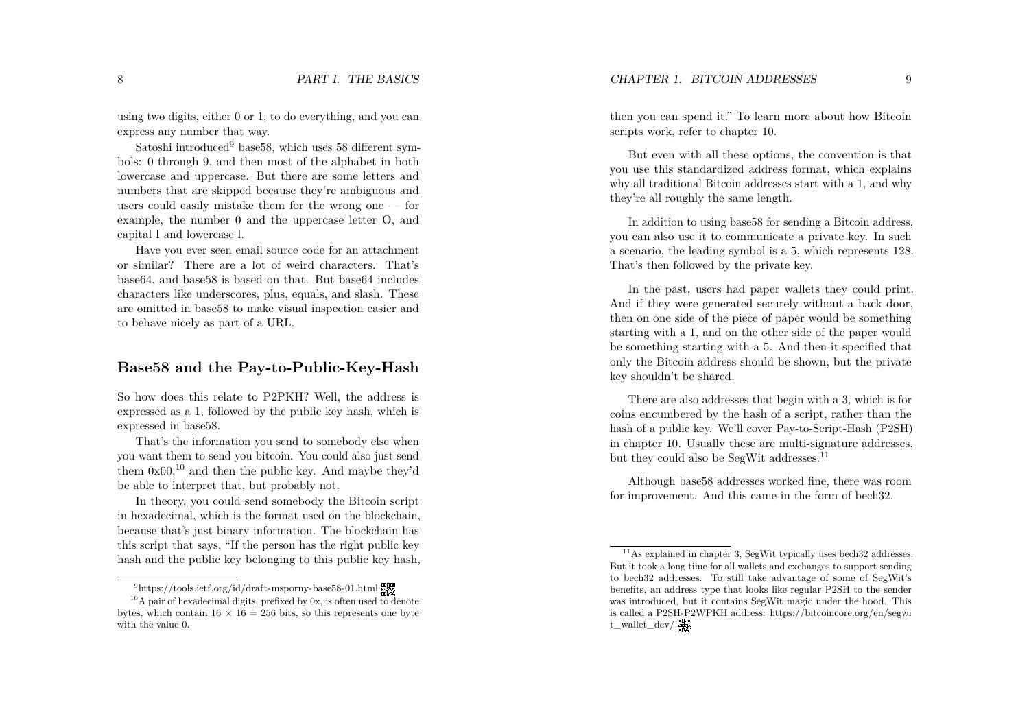using two digits, either 0 or 1, to do everything, and you can express any number that way.

Satoshi introduced[9] base58, which uses 58 different symbols: 0 through 9, and then most of the alphabet in both lowercase and uppercase. But there are some letters and numbers that are skipped because they're ambiguous and users could easily mistake them for the wrong one — for example, the number 0 and the uppercase letter O, and capital I and lowercase l.

Have you ever seen email source code for an attachment or similar? There are a lot of weird characters. That's base64, and base58 is based on that. But base64 includes characters like underscores, plus, equals, and slash. These are omitted in base58 to make visual inspection easier and to behave nicely as part of a URL.

## Base58 and the Pay-to-Public-Key-Hash

So how does this relate to P2PKH? Well, the address is expressed as a 1, followed by the public key hash, which is expressed in base58.

That's the information you send to somebody else when you want them to send you bitcoin. You could also just send them 0x00,[10] and then the public key. And maybe they'd be able to interpret that, but probably not.

In theory, you could send somebody the Bitcoin script in hexadecimal, which is the format used on the blockchain, because that's just binary information. The blockchain has this script that says, "If the person has the right public key hash and the public key belonging to this public key hash, then you can spend it." To learn more about how Bitcoin scripts work, refer to chapter 10.

But even with all these options, the convention is that you use this standardized address format, which explains why all traditional Bitcoin addresses start with a 1, and why they're all roughly the same length.

In addition to using base58 for sending a Bitcoin address, you can also use it to communicate a private key. In such a scenario, the leading symbol is a 5, which represents 128. That's then followed by the private key.

In the past, users had paper wallets they could print. And if they were generated securely without a back door, then on one side of the piece of paper would be something starting with a 1, and on the other side of the paper would be something starting with a 5. And then it specified that only the Bitcoin address should be shown, but the private key shouldn't be shared.

There are also addresses that begin with a 3, which is for coins encumbered by the hash of a script, rather than the hash of a public key. We'll cover Pay-to-Script-Hash (P2SH) in chapter 10. Usually these are multi-signature addresses, but they could also be SegWit addresses.[11]

Although base58 addresses worked fine, there was room for improvement. And this came in the form of bech32.

---

[9] https://tools.ietf.org/id/draft-msporny-base58-01.html

[10] A pair of hexadecimal digits, prefixed by 0x, is often used to denote bytes, which contain $16 \times 16 = 256$ bits, so this represents one byte with the value 0.

[11] As explained in chapter 3, SegWit typically uses bech32 addresses. But it took a long time for all wallets and exchanges to support sending to bech32 addresses. To still take advantage of some of SegWit's benefits, an address type that looks like regular P2SH to the sender was introduced, but it contains SegWit magic under the hood. This is called a P2SH-P2WPKH address: https://bitcoincore.org/en/segwit_wallet_dev/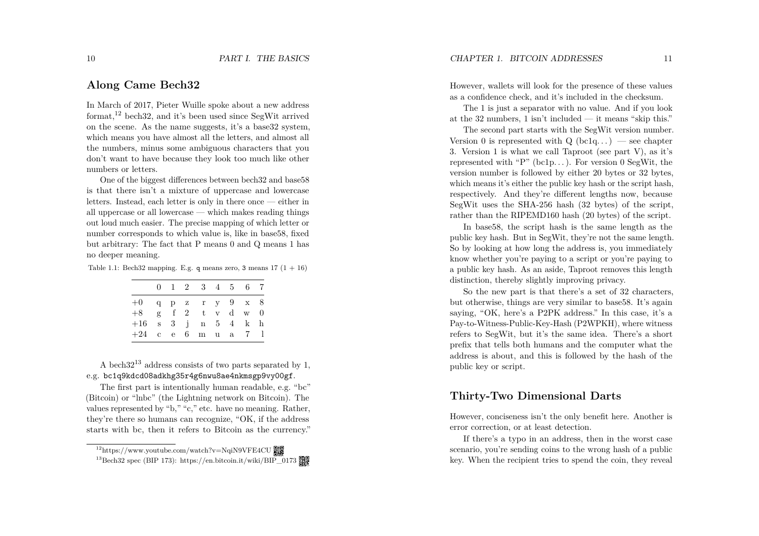## Along Came Bech32

In March of 2017, Pieter Wuille spoke about a new address format,[12] bech32, and it's been used since SegWit arrived on the scene. As the name suggests, it's a base32 system, which means you have almost all the letters, and almost all the numbers, minus some ambiguous characters that you don't want to have because they look too much like other numbers or letters.

One of the biggest differences between bech32 and base58 is that there isn't a mixture of uppercase and lowercase letters. Instead, each letter is only in there once — either in all uppercase or all lowercase — which makes reading things out loud much easier. The precise mapping of which letter or number corresponds to which value is, like in base58, fixed but arbitrary: The fact that P means 0 and Q means 1 has no deeper meaning.

Table 1.1: Bech32 mapping. E.g. `q` means zero, `3` means 17 (1 + 16)

| | 0 | 1 | 2 | 3 | 4 | 5 | 6 | 7 |
|---|---|---|---|---|---|---|---|---|
| +0 | q | p | z | r | y | 9 | x | 8 |
| +8 | g | f | 2 | t | v | d | w | 0 |
| +16 | s | 3 | j | n | 5 | 4 | k | h |
| +24 | c | e | 6 | m | u | a | 7 | l |

A bech32[13] address consists of two parts separated by 1, e.g. `bc1q9kdcd08adkhg35r4g6nwu8ae4nkmsgp9vy00gf`.

The first part is intentionally human readable, e.g. "bc" (Bitcoin) or "lnbc" (the Lightning network on Bitcoin). The values represented by "b," "c," etc. have no meaning. Rather, they're there so humans can recognize, "OK, if the address starts with bc, then it refers to Bitcoin as the currency." However, wallets will look for the presence of these values as a confidence check, and it's included in the checksum.

The 1 is just a separator with no value. And if you look at the 32 numbers, 1 isn't included — it means "skip this."

The second part starts with the SegWit version number. Version 0 is represented with Q (bc1q...) — see chapter 3. Version 1 is what we call Taproot (see part V), as it's represented with "P" (bc1p...). For version 0 SegWit, the version number is followed by either 20 bytes or 32 bytes, which means it's either the public key hash or the script hash, respectively. And they're different lengths now, because SegWit uses the SHA-256 hash (32 bytes) of the script, rather than the RIPEMD160 hash (20 bytes) of the script.

In base58, the script hash is the same length as the public key hash. But in SegWit, they're not the same length. So by looking at how long the address is, you immediately know whether you're paying to a script or you're paying to a public key hash. As an aside, Taproot removes this length distinction, thereby slightly improving privacy.

So the new part is that there's a set of 32 characters, but otherwise, things are very similar to base58. It's again saying, "OK, here's a P2PK address." In this case, it's a Pay-to-Witness-Public-Key-Hash (P2WPKH), where witness refers to SegWit, but it's the same idea. There's a short prefix that tells both humans and the computer what the address is about, and this is followed by the hash of the public key or script.

## Thirty-Two Dimensional Darts

However, conciseness isn't the only benefit here. Another is error correction, or at least detection.

If there's a typo in an address, then in the worst case scenario, you're sending coins to the wrong hash of a public key. When the recipient tries to spend the coin, they reveal

[12] https://www.youtube.com/watch?v=NqiN9VFE4CU

[13] Bech32 spec (BIP 173): https://en.bitcoin.it/wiki/BIP_0173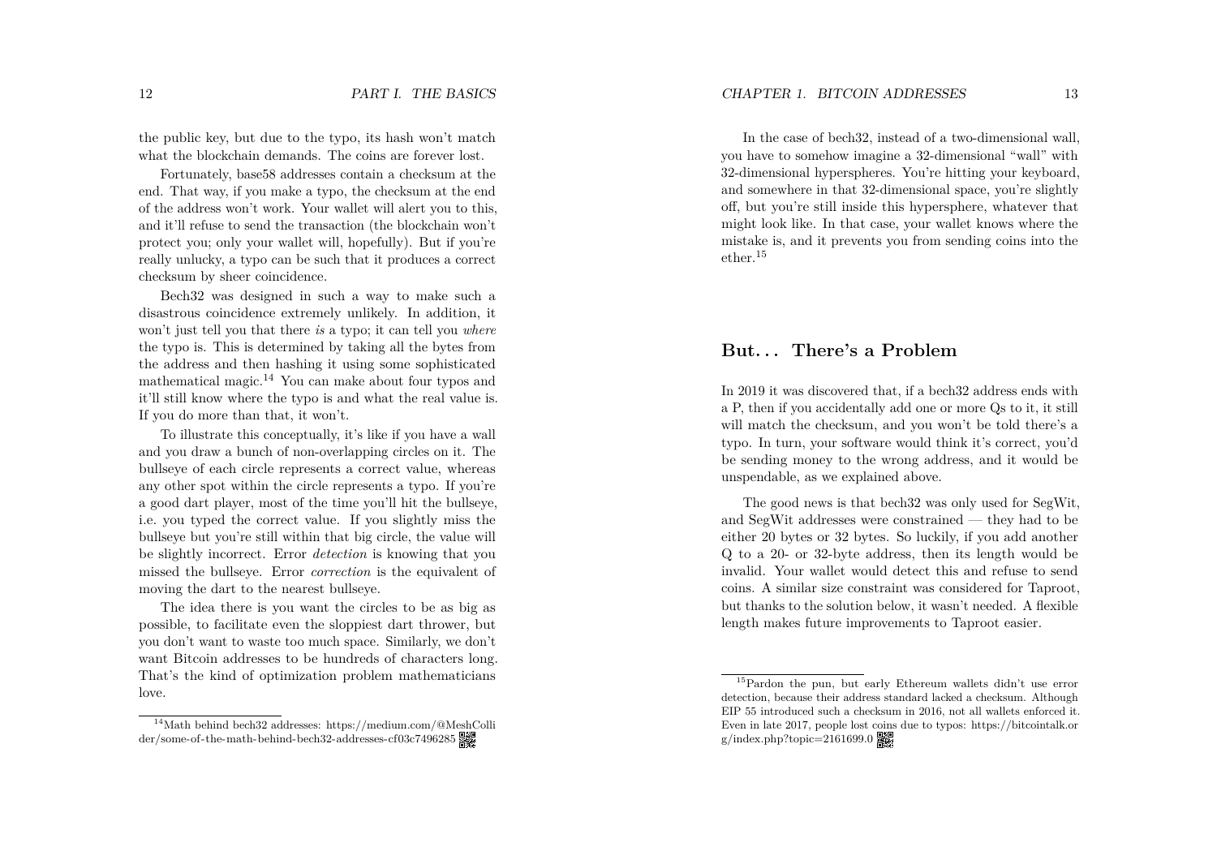the public key, but due to the typo, its hash won't match what the blockchain demands. The coins are forever lost.

Fortunately, base58 addresses contain a checksum at the end. That way, if you make a typo, the checksum at the end of the address won't work. Your wallet will alert you to this, and it'll refuse to send the transaction (the blockchain won't protect you; only your wallet will, hopefully). But if you're really unlucky, a typo can be such that it produces a correct checksum by sheer coincidence.

Bech32 was designed in such a way to make such a disastrous coincidence extremely unlikely. In addition, it won't just tell you that there *is* a typo; it can tell you *where* the typo is. This is determined by taking all the bytes from the address and then hashing it using some sophisticated mathematical magic.[14] You can make about four typos and it'll still know where the typo is and what the real value is. If you do more than that, it won't.

To illustrate this conceptually, it's like if you have a wall and you draw a bunch of non-overlapping circles on it. The bullseye of each circle represents a correct value, whereas any other spot within the circle represents a typo. If you're a good dart player, most of the time you'll hit the bullseye, i.e. you typed the correct value. If you slightly miss the bullseye but you're still within that big circle, the value will be slightly incorrect. Error *detection* is knowing that you missed the bullseye. Error *correction* is the equivalent of moving the dart to the nearest bullseye.

The idea there is you want the circles to be as big as possible, to facilitate even the sloppiest dart thrower, but you don't want to waste too much space. Similarly, we don't want Bitcoin addresses to be hundreds of characters long. That's the kind of optimization problem mathematicians love.

[14] Math behind bech32 addresses: https://medium.com/@MeshCollider/some-of-the-math-behind-bech32-addresses-cf03c7496285

In the case of bech32, instead of a two-dimensional wall, you have to somehow imagine a 32-dimensional "wall" with 32-dimensional hyperspheres. You're hitting your keyboard, and somewhere in that 32-dimensional space, you're slightly off, but you're still inside this hypersphere, whatever that might look like. In that case, your wallet knows where the mistake is, and it prevents you from sending coins into the ether.[15]

## But... There's a Problem

In 2019 it was discovered that, if a bech32 address ends with a P, then if you accidentally add one or more Qs to it, it still will match the checksum, and you won't be told there's a typo. In turn, your software would think it's correct, you'd be sending money to the wrong address, and it would be unspendable, as we explained above.

The good news is that bech32 was only used for SegWit, and SegWit addresses were constrained — they had to be either 20 bytes or 32 bytes. So luckily, if you add another Q to a 20- or 32-byte address, then its length would be invalid. Your wallet would detect this and refuse to send coins. A similar size constraint was considered for Taproot, but thanks to the solution below, it wasn't needed. A flexible length makes future improvements to Taproot easier.

[15] Pardon the pun, but early Ethereum wallets didn't use error detection, because their address standard lacked a checksum. Although EIP 55 introduced such a checksum in 2016, not all wallets enforced it. Even in late 2017, people lost coins due to typos: https://bitcointalk.org/index.php?topic=2161699.0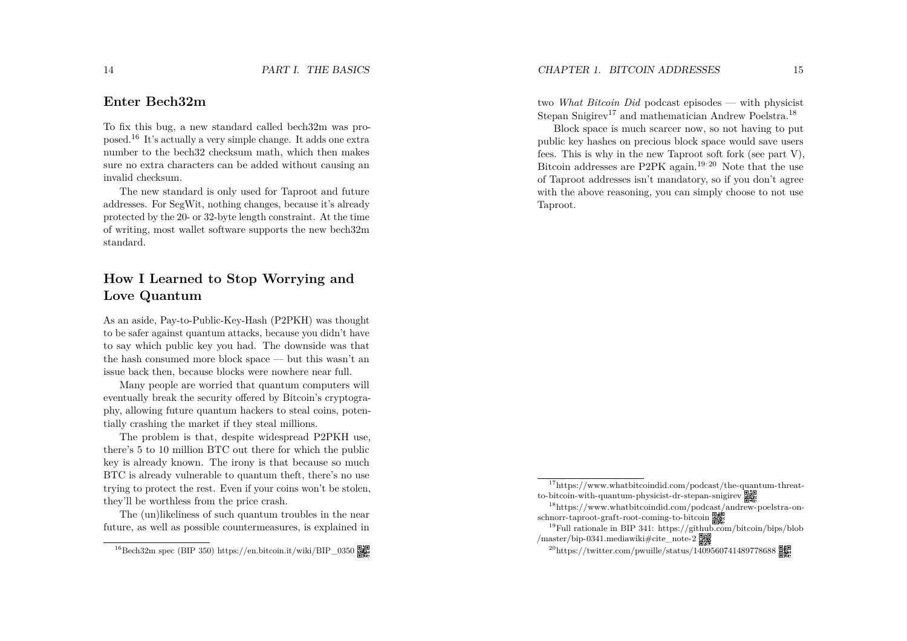## Enter Bech32m

To fix this bug, a new standard called bech32m was proposed.[16] It's actually a very simple change. It adds one extra number to the bech32 checksum math, which then makes sure no extra characters can be added without causing an invalid checksum.

The new standard is only used for Taproot and future addresses. For SegWit, nothing changes, because it's already protected by the 20- or 32-byte length constraint. At the time of writing, most wallet software supports the new bech32m standard.

## How I Learned to Stop Worrying and Love Quantum

As an aside, Pay-to-Public-Key-Hash (P2PKH) was thought to be safer against quantum attacks, because you didn't have to say which public key you had. The downside was that the hash consumed more block space — but this wasn't an issue back then, because blocks were nowhere near full.

Many people are worried that quantum computers will eventually break the security offered by Bitcoin's cryptography, allowing future quantum hackers to steal coins, potentially crashing the market if they steal millions.

The problem is that, despite widespread P2PKH use, there's 5 to 10 million BTC out there for which the public key is already known. The irony is that because so much BTC is already vulnerable to quantum theft, there's no use trying to protect the rest. Even if your coins won't be stolen, they'll be worthless from the price crash.

The (un)likeliness of such quantum troubles in the near future, as well as possible countermeasures, is explained in two *What Bitcoin Did* podcast episodes — with physicist Stepan Snigirev[17] and mathematician Andrew Poelstra.[18]

Block space is much scarcer now, so not having to put public key hashes on precious block space would save users fees. This is why in the new Taproot soft fork (see part V), Bitcoin addresses are P2PK again.[19,20] Note that the use of Taproot addresses isn't mandatory, so if you don't agree with the above reasoning, you can simply choose to not use Taproot.

---

[16] Bech32m spec (BIP 350) https://en.bitcoin.it/wiki/BIP_0350

[17] https://www.whatbitcoindid.com/podcast/the-quantum-threat-to-bitcoin-with-quantum-physicist-dr-stepan-snigirev

[18] https://www.whatbitcoindid.com/podcast/andrew-poelstra-on-schnorr-taproot-graft-root-coming-to-bitcoin

[19] Full rationale in BIP 341: https://github.com/bitcoin/bips/blob/master/bip-0341.mediawiki#cite_note-2

[20] https://twitter.com/pwuille/status/1409560741489778688